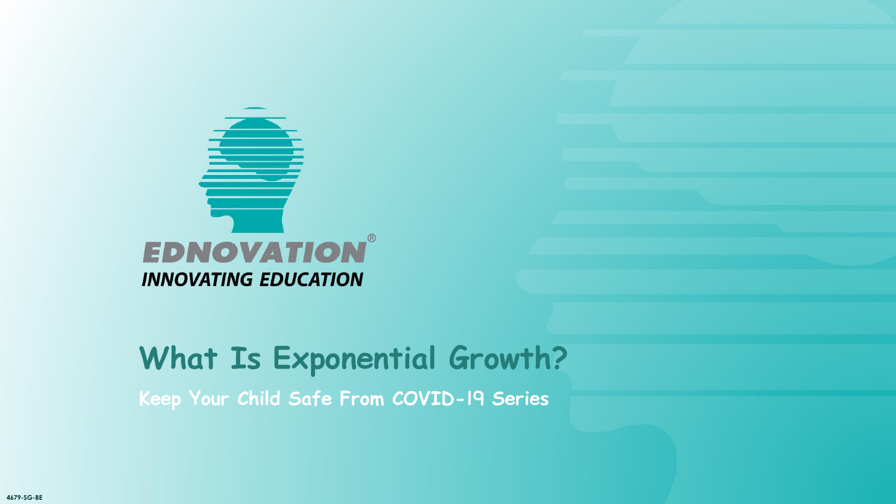EDNOVATION®

INNOVATING EDUCATION

# What Is Exponential Growth?

**Keep Your Child Safe From COVID-19 Series**

4679-SG-BE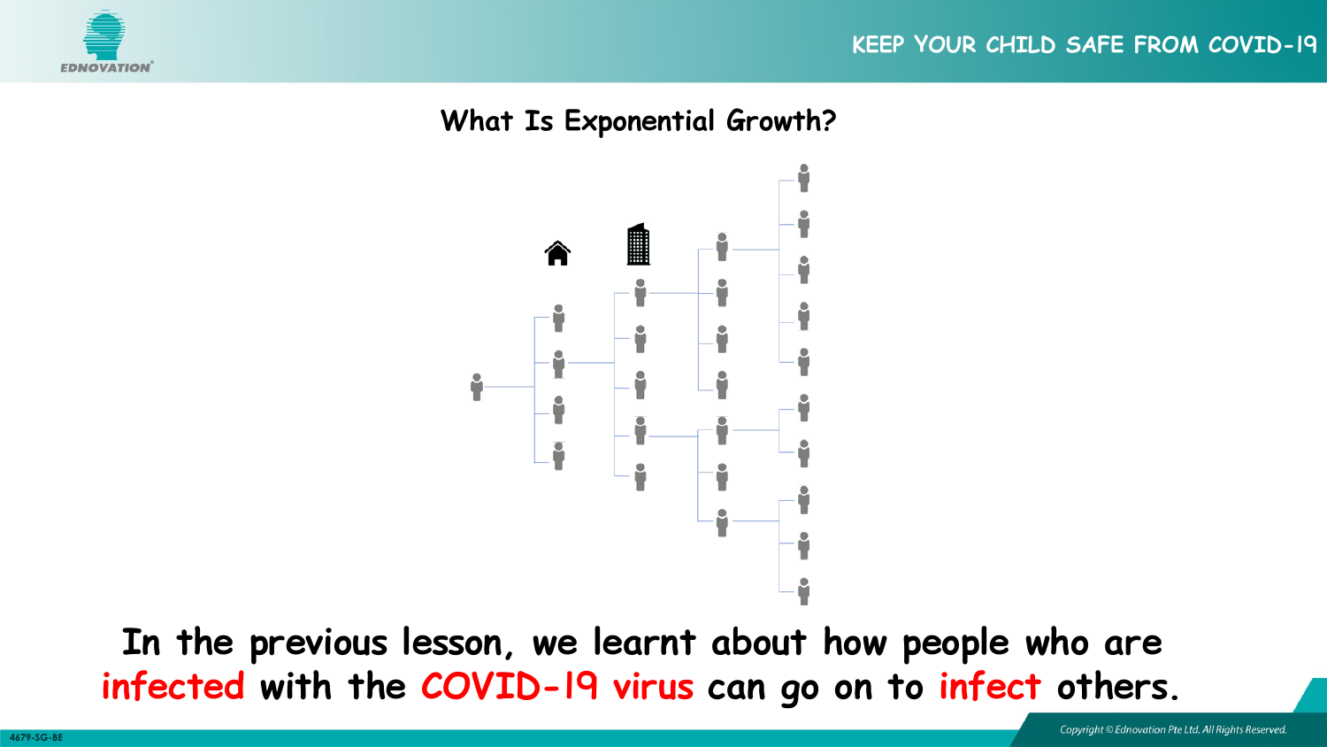## What Is Exponential Growth?

In the previous lesson, we learnt about how people who are **infected** with the **COVID-19 virus** can go on to **infect** others.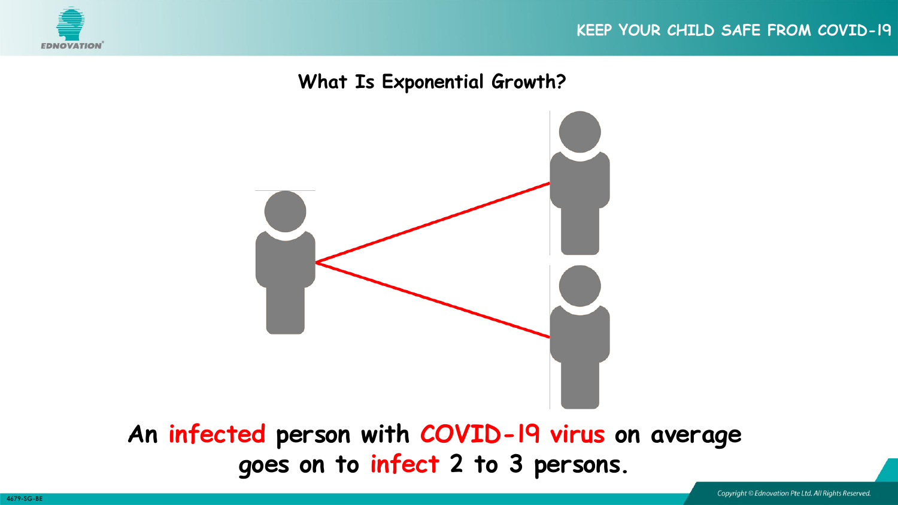## What Is Exponential Growth?

**An infected person with COVID-19 virus on average goes on to infect 2 to 3 persons.**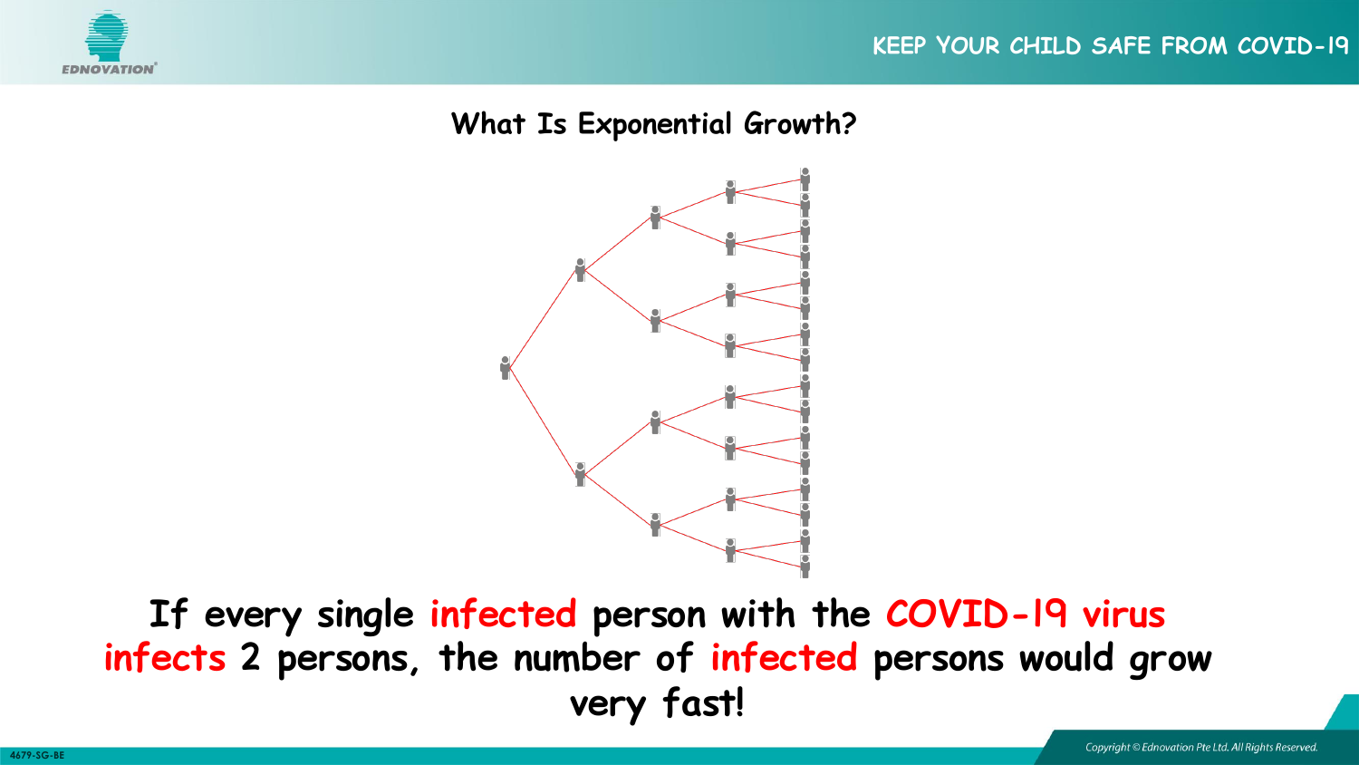## What Is Exponential Growth?

**If every single infected person with the COVID-19 virus infects 2 persons, the number of infected persons would grow very fast!**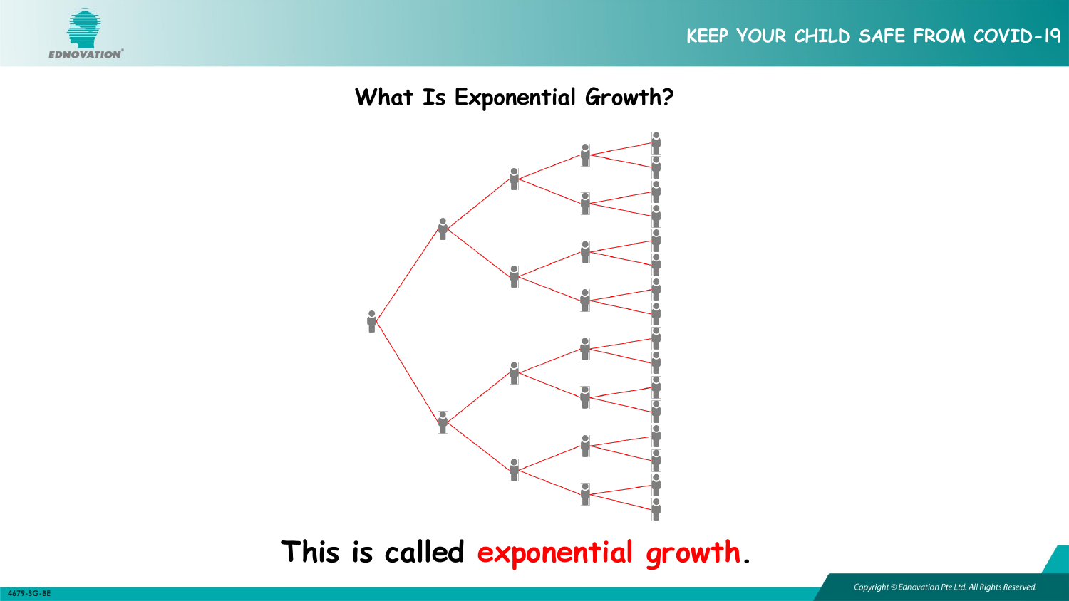## What Is Exponential Growth?

This is called **exponential growth**.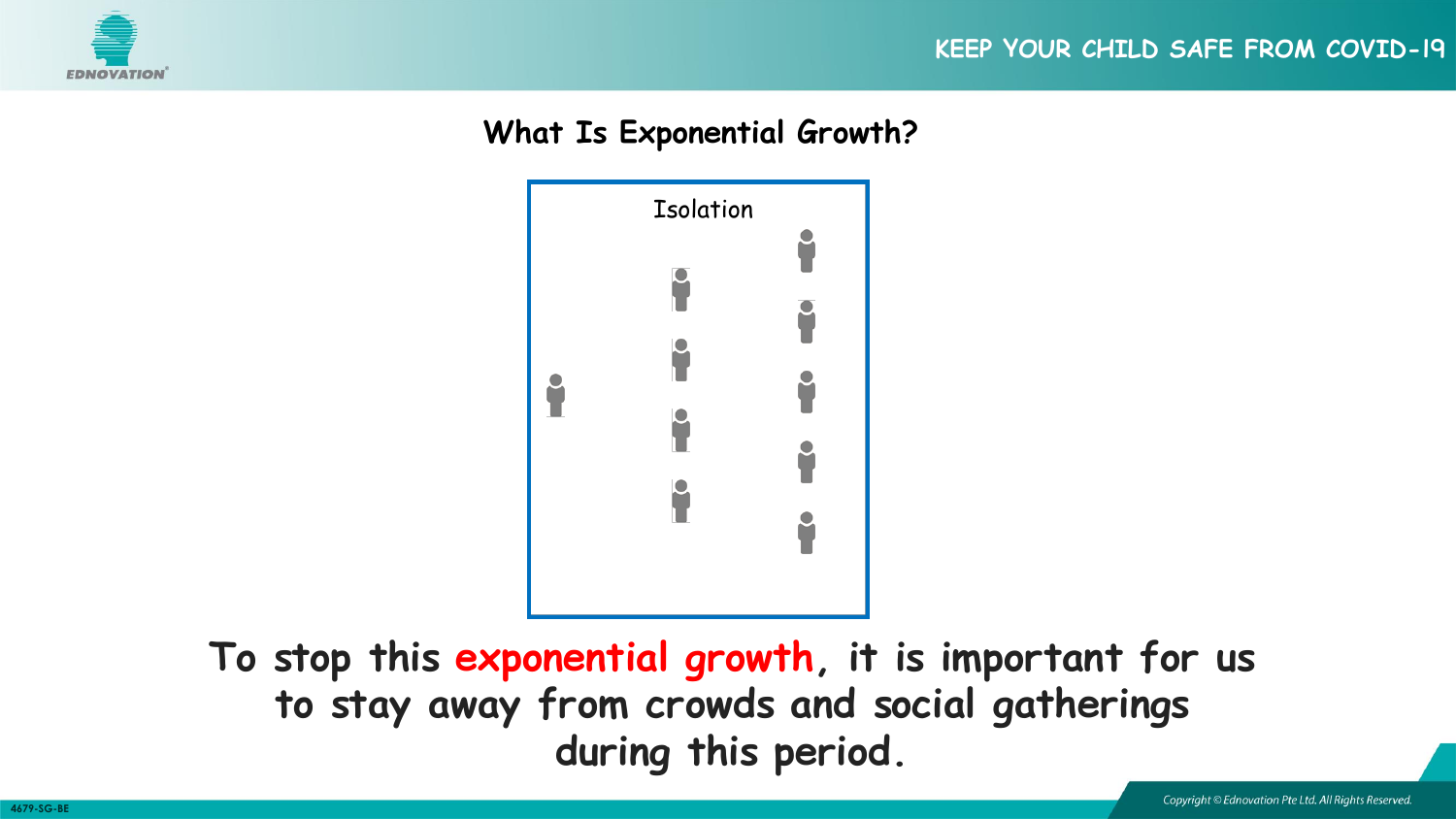## What Is Exponential Growth?

Isolation

**To stop this exponential growth, it is important for us to stay away from crowds and social gatherings during this period.**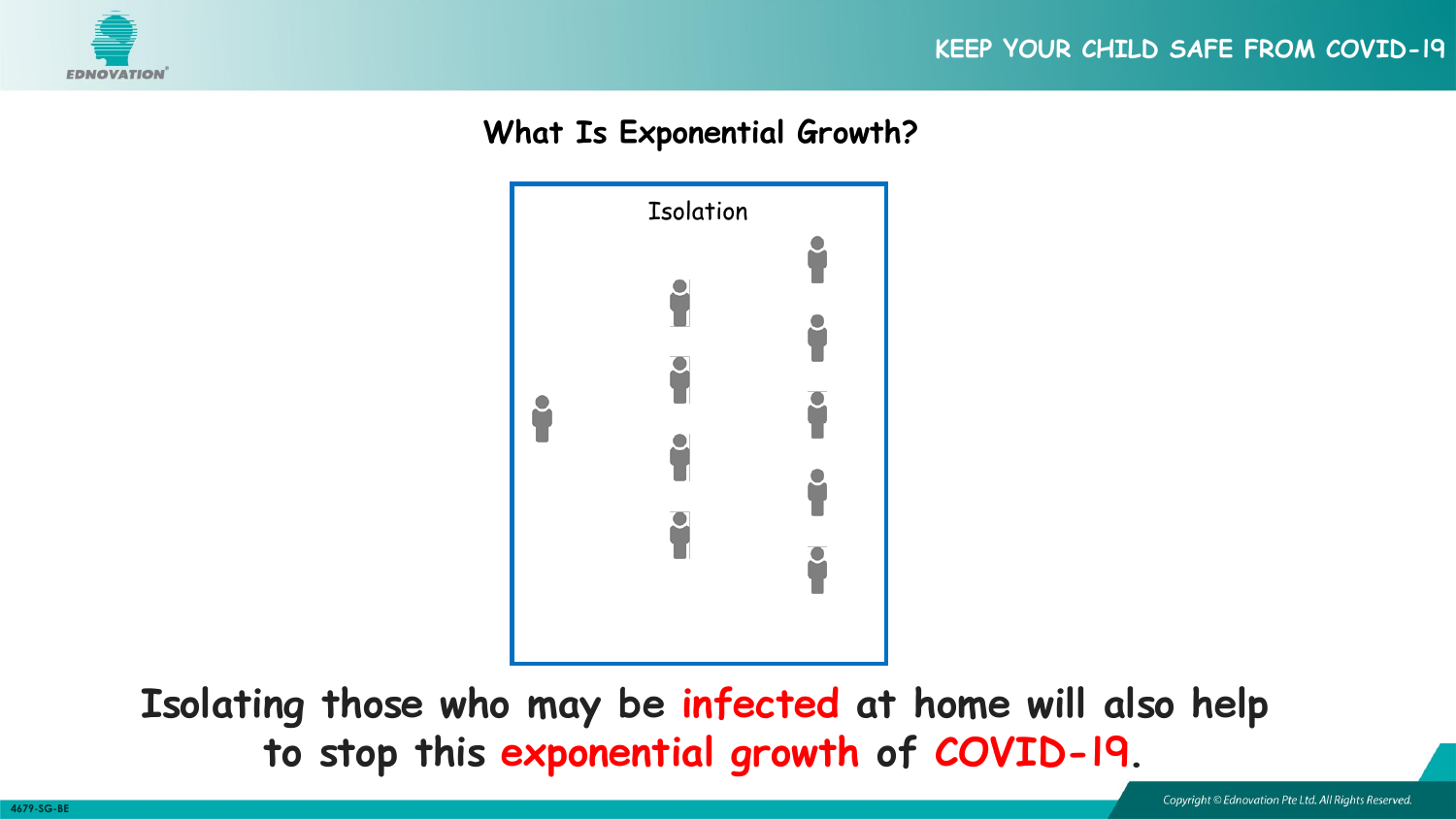## What Is Exponential Growth?

Isolation

Isolating those who may be **infected** at home will also help to stop this **exponential growth** of **COVID-19**.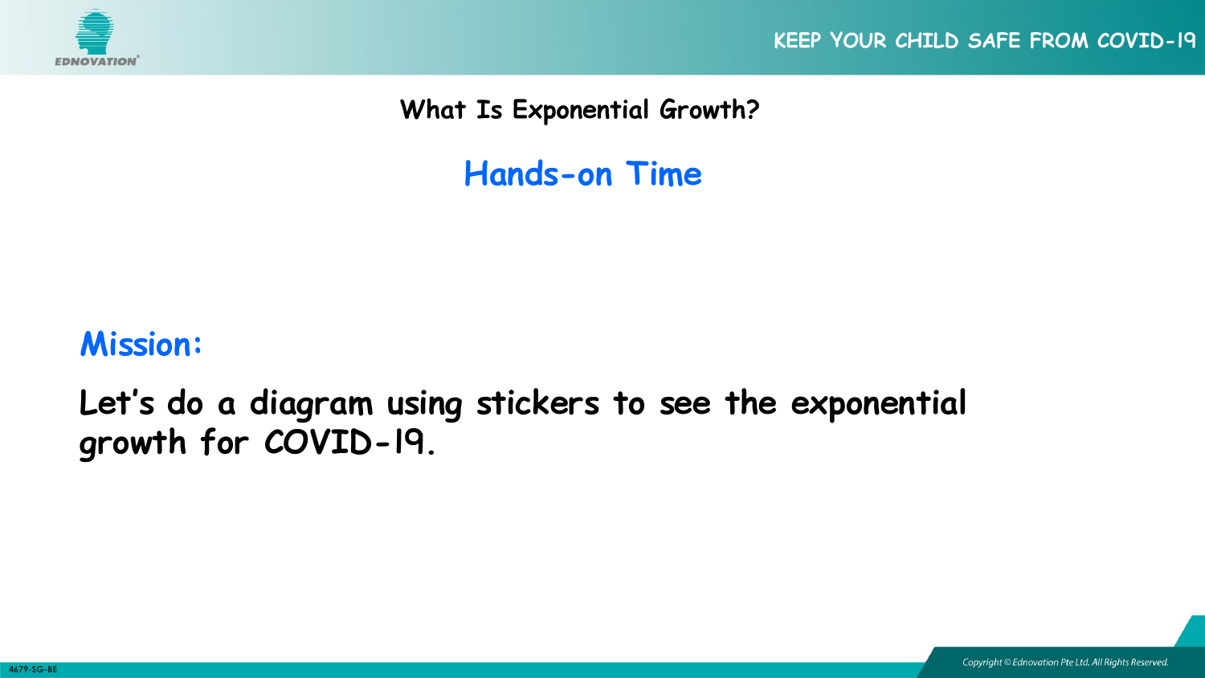## What Is Exponential Growth?

### Hands-on Time

**Mission:**

**Let's do a diagram using stickers to see the exponential growth for COVID-19.**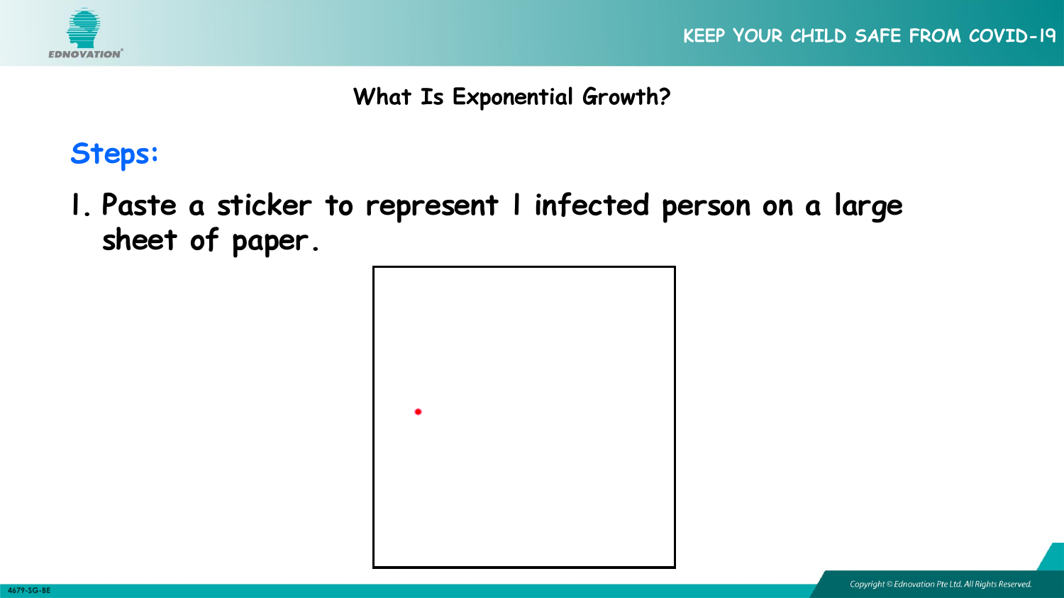## What Is Exponential Growth?

### Steps:

1. Paste a sticker to represent 1 infected person on a large sheet of paper.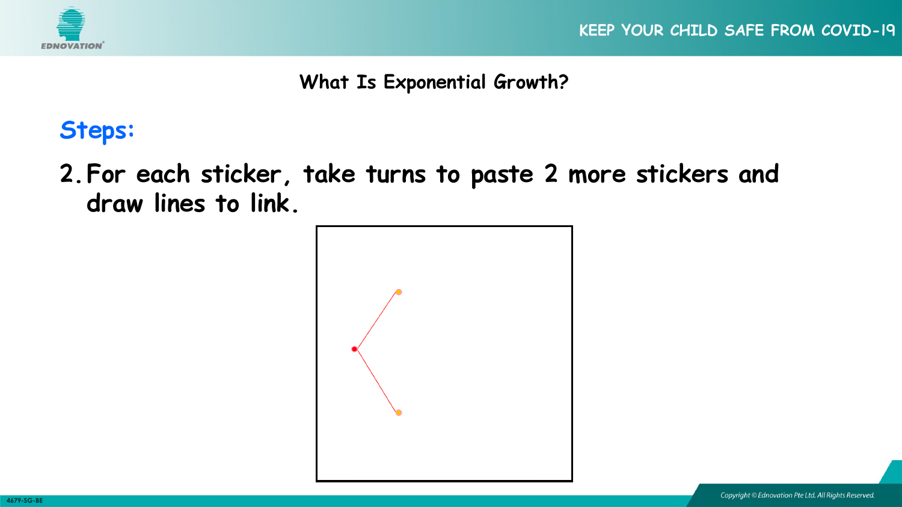What Is Exponential Growth?

## Steps:

2. For each sticker, take turns to paste 2 more stickers and draw lines to link.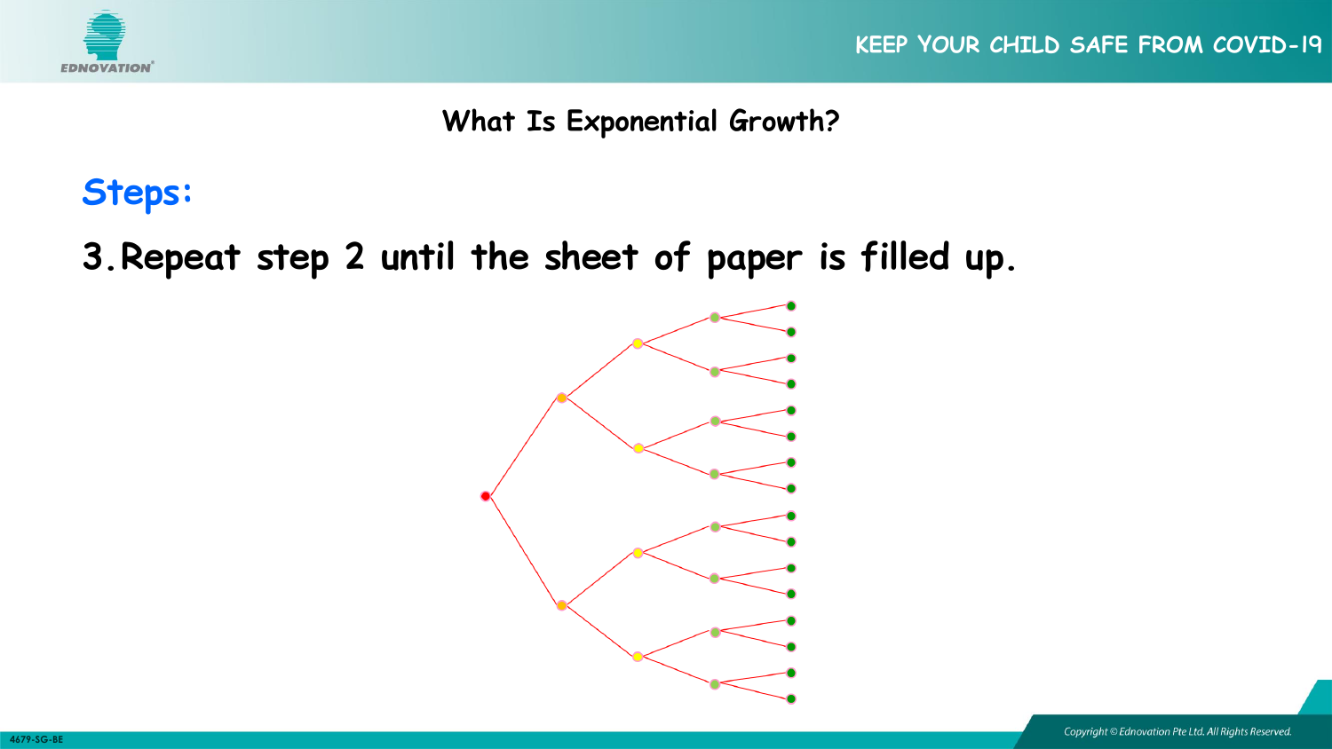## What Is Exponential Growth?

### Steps:

3. Repeat step 2 until the sheet of paper is filled up.